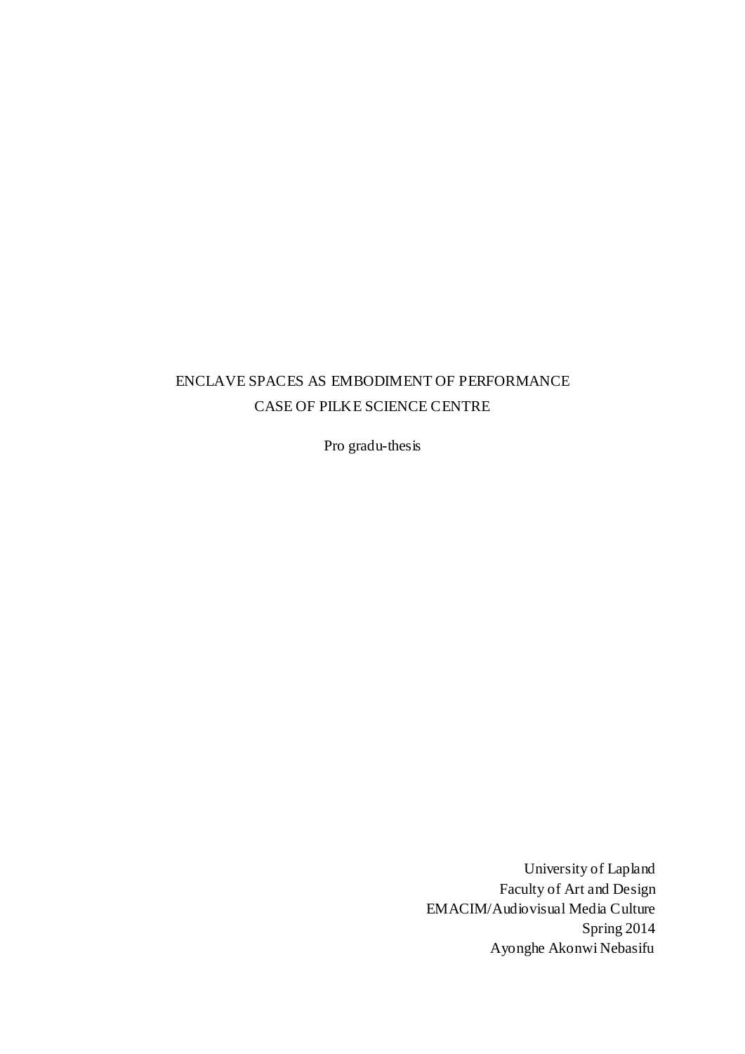# ENCLAVE SPACES AS EMBODIMENT OF PERFORMANCE
## CASE OF PILKE SCIENCE CENTRE

Pro gradu-thesis

University of Lapland  
Faculty of Art and Design  
EMACIM/Audiovisual Media Culture  
Spring 2014  
Ayonghe Akonwi Nebasifu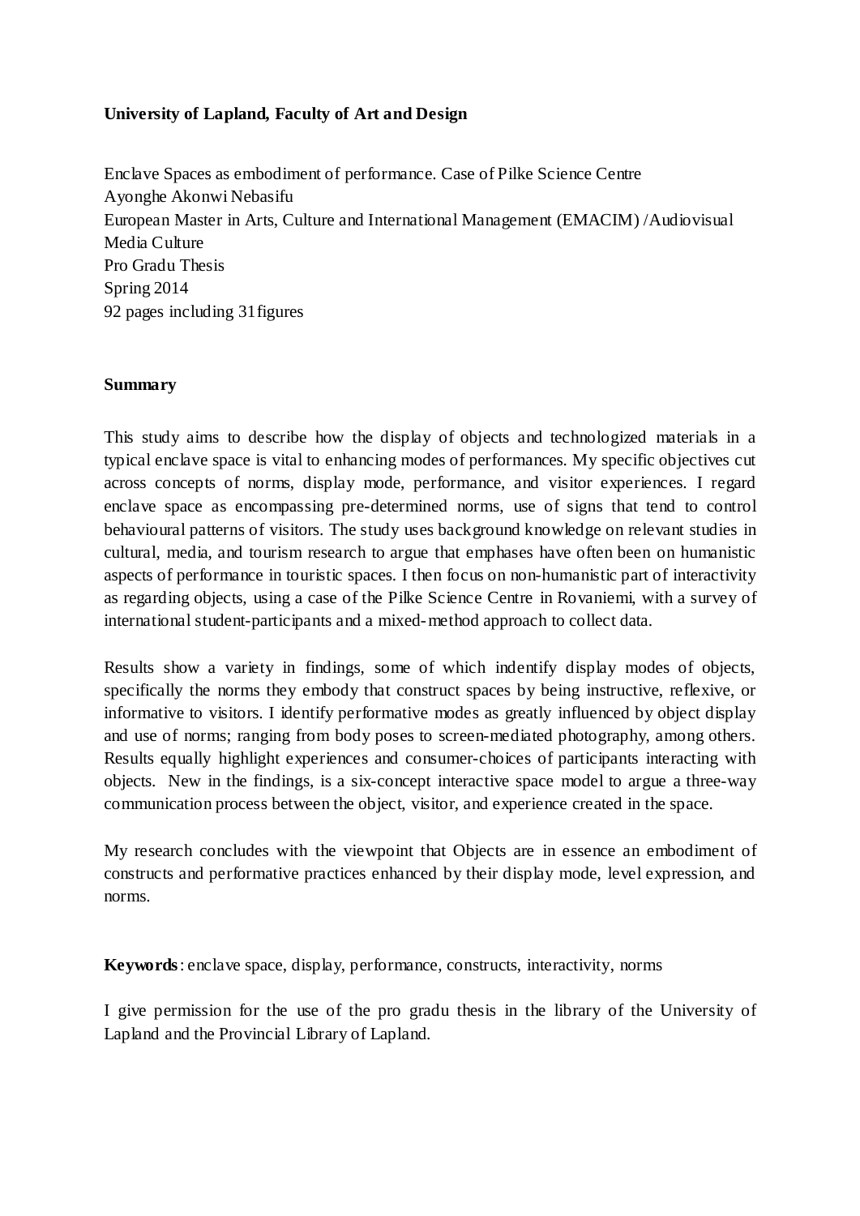**University of Lapland, Faculty of Art and Design**

Enclave Spaces as embodiment of performance. Case of Pilke Science Centre
Ayonghe Akonwi Nebasifu
European Master in Arts, Culture and International Management (EMACIM) /Audiovisual Media Culture
Pro Gradu Thesis
Spring 2014
92 pages including 31figures

**Summary**

This study aims to describe how the display of objects and technologized materials in a typical enclave space is vital to enhancing modes of performances. My specific objectives cut across concepts of norms, display mode, performance, and visitor experiences. I regard enclave space as encompassing pre-determined norms, use of signs that tend to control behavioural patterns of visitors. The study uses background knowledge on relevant studies in cultural, media, and tourism research to argue that emphases have often been on humanistic aspects of performance in touristic spaces. I then focus on non-humanistic part of interactivity as regarding objects, using a case of the Pilke Science Centre in Rovaniemi, with a survey of international student-participants and a mixed-method approach to collect data.

Results show a variety in findings, some of which indentify display modes of objects, specifically the norms they embody that construct spaces by being instructive, reflexive, or informative to visitors. I identify performative modes as greatly influenced by object display and use of norms; ranging from body poses to screen-mediated photography, among others. Results equally highlight experiences and consumer-choices of participants interacting with objects. New in the findings, is a six-concept interactive space model to argue a three-way communication process between the object, visitor, and experience created in the space.

My research concludes with the viewpoint that Objects are in essence an embodiment of constructs and performative practices enhanced by their display mode, level expression, and norms.

**Keywords**: enclave space, display, performance, constructs, interactivity, norms

I give permission for the use of the pro gradu thesis in the library of the University of Lapland and the Provincial Library of Lapland.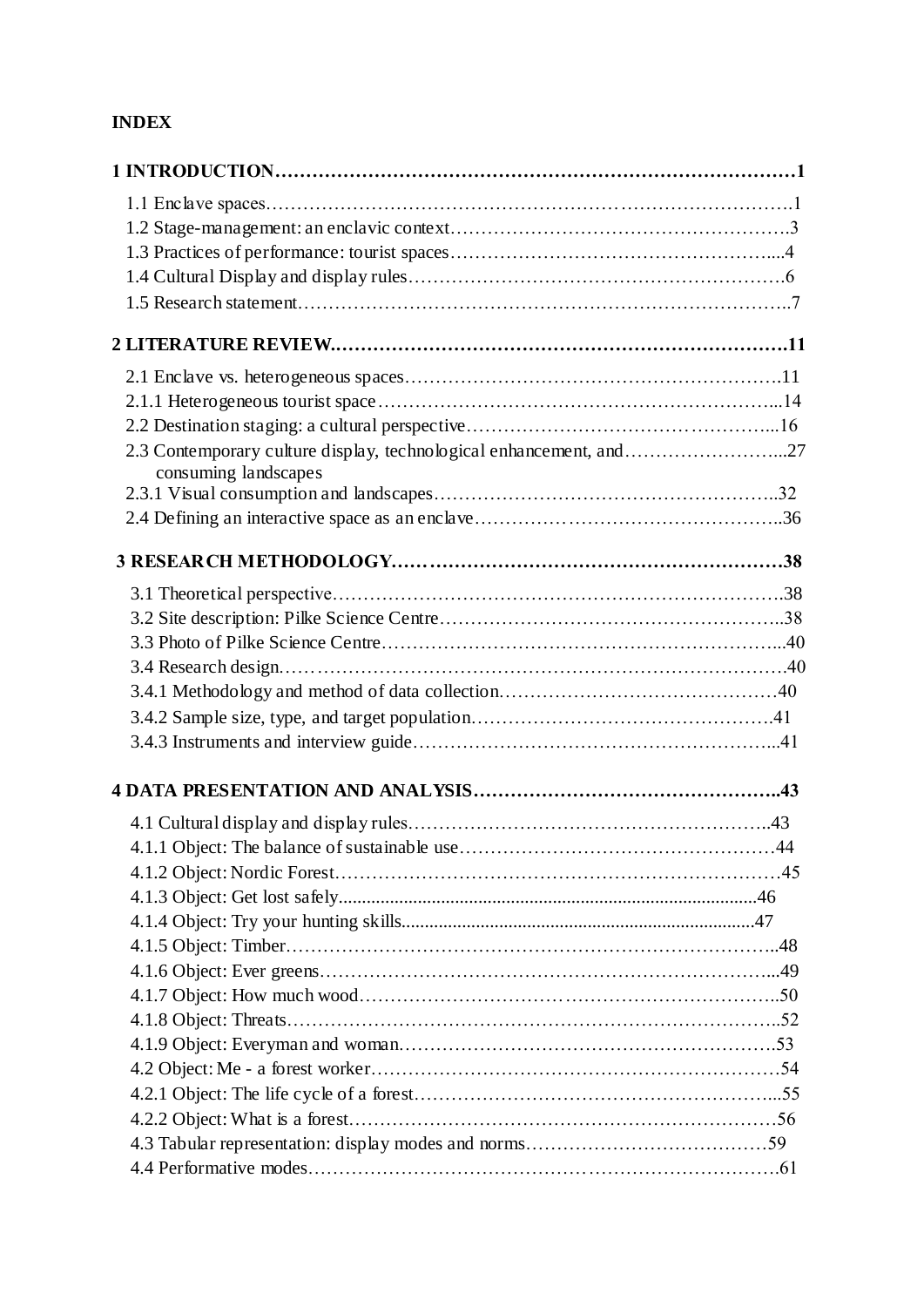**INDEX**

**1 INTRODUCTION……………………………………………………………………1**

1.1 Enclave spaces……………………………………………………………………….1
1.2 Stage-management: an enclavic context……………………………………………….3
1.3 Practices of performance: tourist spaces…………………………………………....4
1.4 Cultural Display and display rules…………………………………………………….6
1.5 Research statement…………………………………………………………………..7

**2 LITERATURE REVIEW.……………………………………………………………….11**

2.1 Enclave vs. heterogeneous spaces…………………………………………………….11
2.1.1 Heterogeneous tourist space……………………………………………………....14
2.2 Destination staging: a cultural perspective………………………………………....16
2.3 Contemporary culture display, technological enhancement, and……………………...27 consuming landscapes
2.3.1 Visual consumption and landscapes……………………………………………..32
2.4 Defining an interactive space as an enclave…………………………………………..36

**3 RESEARCH METHODOLOGY……………………………………………………38**

3.1 Theoretical perspective……………………………………………………………….38
3.2 Site description: Pilke Science Centre………………………………………………..38
3.3 Photo of Pilke Science Centre………………………………………………………...40
3.4 Research design.……………………………………………………………………….40
3.4.1 Methodology and method of data collection.……………………………………40
3.4.2 Sample size, type, and target population.………………………………………….41
3.4.3 Instruments and interview guide…………………………………………………...41

**4 DATA PRESENTATION AND ANALYSIS………………………………………..43**

4.1 Cultural display and display rules…………………………………………………..43
4.1.1 Object: The balance of sustainable use……………………………………………44
4.1.2 Object: Nordic Forest……………………………………………………………45
4.1.3 Object: Get lost safely..........................................................................................46
4.1.4 Object: Try your hunting skills............................................................................47
4.1.5 Object: Timber……………………………………………………………………..48
4.1.6 Object: Ever greens………………………………………………………………...49
4.1.7 Object: How much wood…………………………………………………………..50
4.1.8 Object: Threats……………………………………………………………………..52
4.1.9 Object: Everyman and woman……………………………………………………53
4.2 Object: Me - a forest worker…………………………………………………………54
4.2.1 Object: The life cycle of a forest…………………………………………………...55
4.2.2 Object: What is a forest……………………………………………………………56
4.3 Tabular representation: display modes and norms…………………………………59
4.4 Performative modes………………………………………………………………….61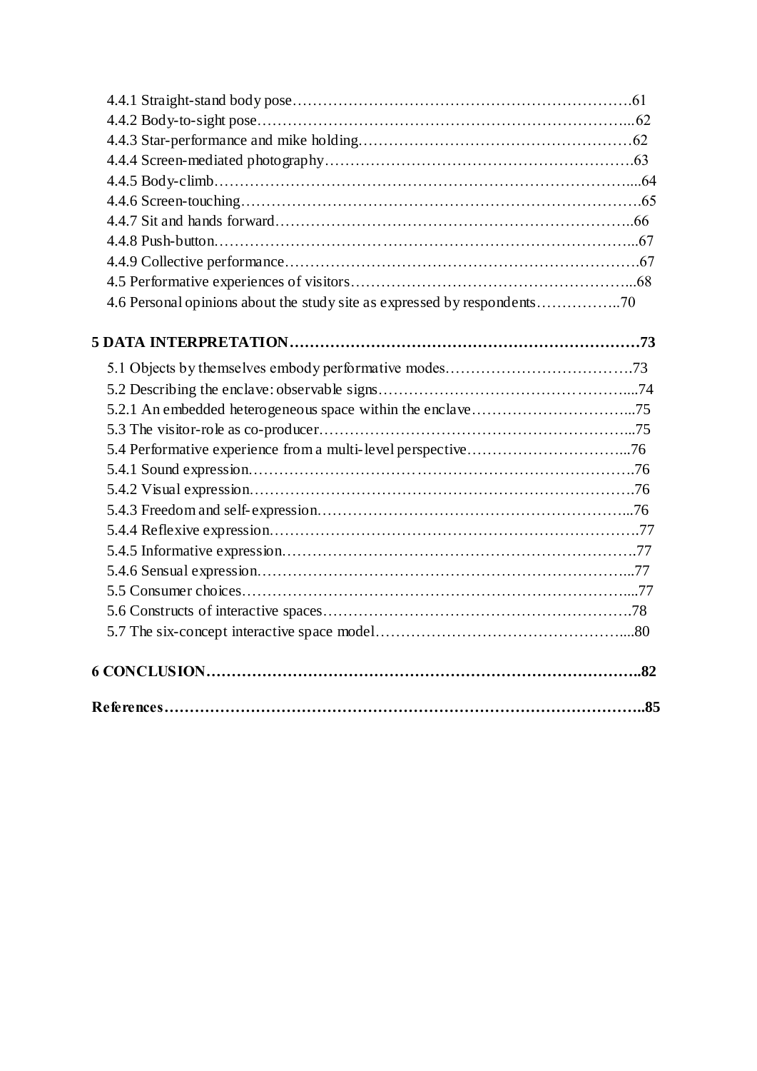4.4.1 Straight-stand body pose……………………………………………………………61
4.4.2 Body-to-sight pose………………………………………………………………...62
4.4.3 Star-performance and mike holding………………………………………………62
4.4.4 Screen-mediated photography…………………………………………………….63
4.4.5 Body-climb………………………………………………………………………...64
4.4.6 Screen-touching……………………………………………………………………65
4.4.7 Sit and hands forward……………………………………………………………..66
4.4.8 Push-button………………………………………………………………………...67
4.4.9 Collective performance……………………………………………………………67
4.5 Performative experiences of visitors………………………………………………...68
4.6 Personal opinions about the study site as expressed by respondents……………..70

**5 DATA INTERPRETATION……………………………………………………………73**

5.1 Objects by themselves embody performative modes……………………………….73
5.2 Describing the enclave: observable signs…………………………………………....74
5.2.1 An embedded heterogeneous space within the enclave…………………………...75
5.3 The visitor-role as co-producer……………………………………………………...75
5.4 Performative experience from a multi-level perspective…………………………...76
5.4.1 Sound expression………………………………………………………………….76
5.4.2 Visual expression………………………………………………………………….76
5.4.3 Freedom and self-expression……………………………………………………...76
5.4.4 Reflexive expression………………………………………………………………77
5.4.5 Informative expression…………………………………………………………….77
5.4.6 Sensual expression………………………………………………………………...77
5.5 Consumer choices…………………………………………………………………....77
5.6 Constructs of interactive spaces……………………………………………………..78
5.7 The six-concept interactive space model…………………………………………....80

**6 CONCLUSION………………………………………………………………………..82**

**References…………………………………………………………………………………..85**